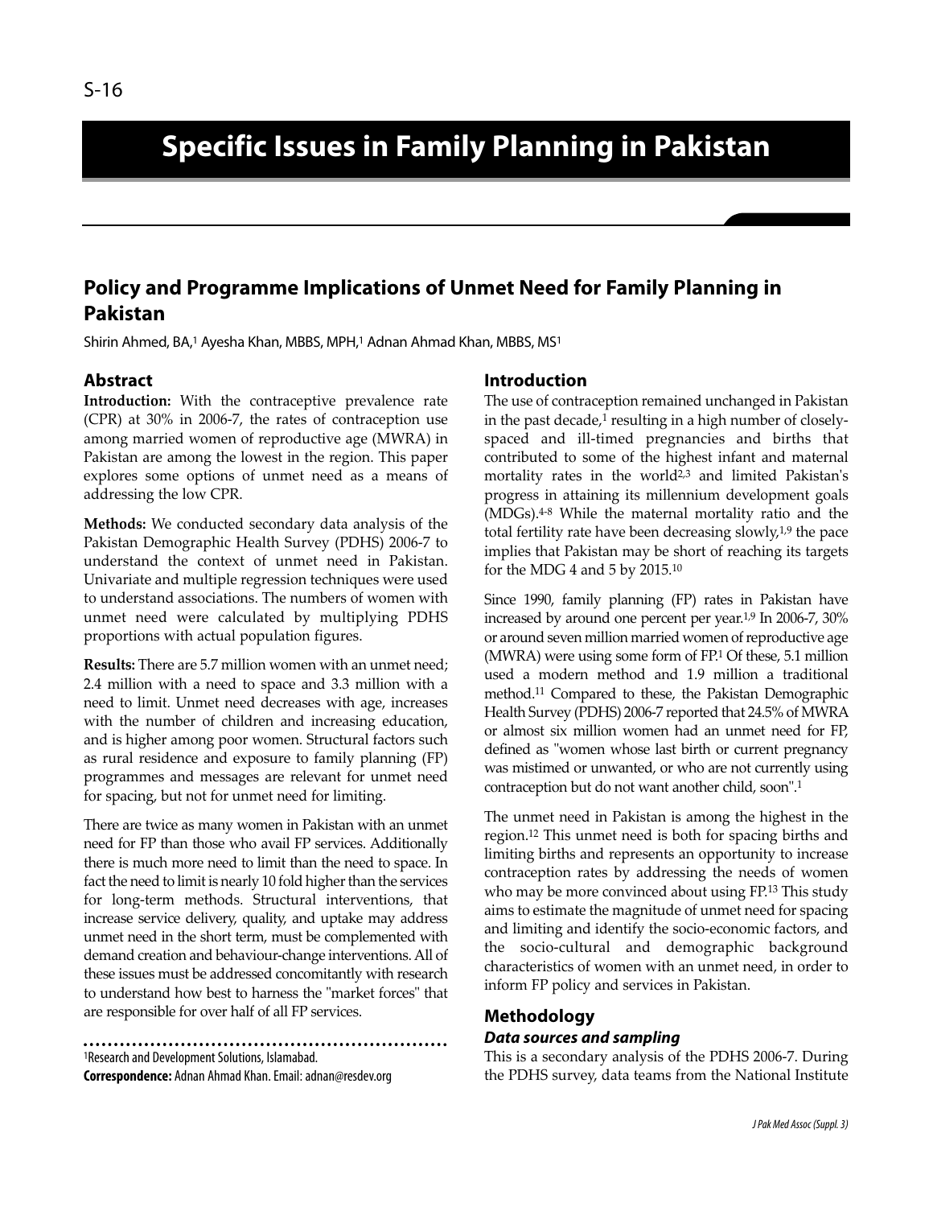# Specific Issues in Family Planning in Pakistan

## Policy and Programme Implications of Unmet Need for Family Planning in Pakistan

Shirin Ahmed, BA,[1] Ayesha Khan, MBBS, MPH,[1] Adnan Ahmad Khan, MBBS, MS[1]

### Abstract

**Introduction:** With the contraceptive prevalence rate (CPR) at 30% in 2006-7, the rates of contraception use among married women of reproductive age (MWRA) in Pakistan are among the lowest in the region. This paper explores some options of unmet need as a means of addressing the low CPR.

**Methods:** We conducted secondary data analysis of the Pakistan Demographic Health Survey (PDHS) 2006-7 to understand the context of unmet need in Pakistan. Univariate and multiple regression techniques were used to understand associations. The numbers of women with unmet need were calculated by multiplying PDHS proportions with actual population figures.

**Results:** There are 5.7 million women with an unmet need; 2.4 million with a need to space and 3.3 million with a need to limit. Unmet need decreases with age, increases with the number of children and increasing education, and is higher among poor women. Structural factors such as rural residence and exposure to family planning (FP) programmes and messages are relevant for unmet need for spacing, but not for unmet need for limiting.

There are twice as many women in Pakistan with an unmet need for FP than those who avail FP services. Additionally there is much more need to limit than the need to space. In fact the need to limit is nearly 10 fold higher than the services for long-term methods. Structural interventions, that increase service delivery, quality, and uptake may address unmet need in the short term, must be complemented with demand creation and behaviour-change interventions. All of these issues must be addressed concomitantly with research to understand how best to harness the "market forces" that are responsible for over half of all FP services.

[1]Research and Development Solutions, Islamabad.

**Correspondence:** Adnan Ahmad Khan. Email: adnan@resdev.org

### Introduction

The use of contraception remained unchanged in Pakistan in the past decade,[1] resulting in a high number of closely-spaced and ill-timed pregnancies and births that contributed to some of the highest infant and maternal mortality rates in the world[2,3] and limited Pakistan's progress in attaining its millennium development goals (MDGs).[4-8] While the maternal mortality ratio and the total fertility rate have been decreasing slowly,[1,9] the pace implies that Pakistan may be short of reaching its targets for the MDG 4 and 5 by 2015.[10]

Since 1990, family planning (FP) rates in Pakistan have increased by around one percent per year.[1,9] In 2006-7, 30% or around seven million married women of reproductive age (MWRA) were using some form of FP.[1] Of these, 5.1 million used a modern method and 1.9 million a traditional method.[11] Compared to these, the Pakistan Demographic Health Survey (PDHS) 2006-7 reported that 24.5% of MWRA or almost six million women had an unmet need for FP, defined as "women whose last birth or current pregnancy was mistimed or unwanted, or who are not currently using contraception but do not want another child, soon".[1]

The unmet need in Pakistan is among the highest in the region.[12] This unmet need is both for spacing births and limiting births and represents an opportunity to increase contraception rates by addressing the needs of women who may be more convinced about using FP.[13] This study aims to estimate the magnitude of unmet need for spacing and limiting and identify the socio-economic factors, and the socio-cultural and demographic background characteristics of women with an unmet need, in order to inform FP policy and services in Pakistan.

### Methodology

#### *Data sources and sampling*

This is a secondary analysis of the PDHS 2006-7. During the PDHS survey, data teams from the National Institute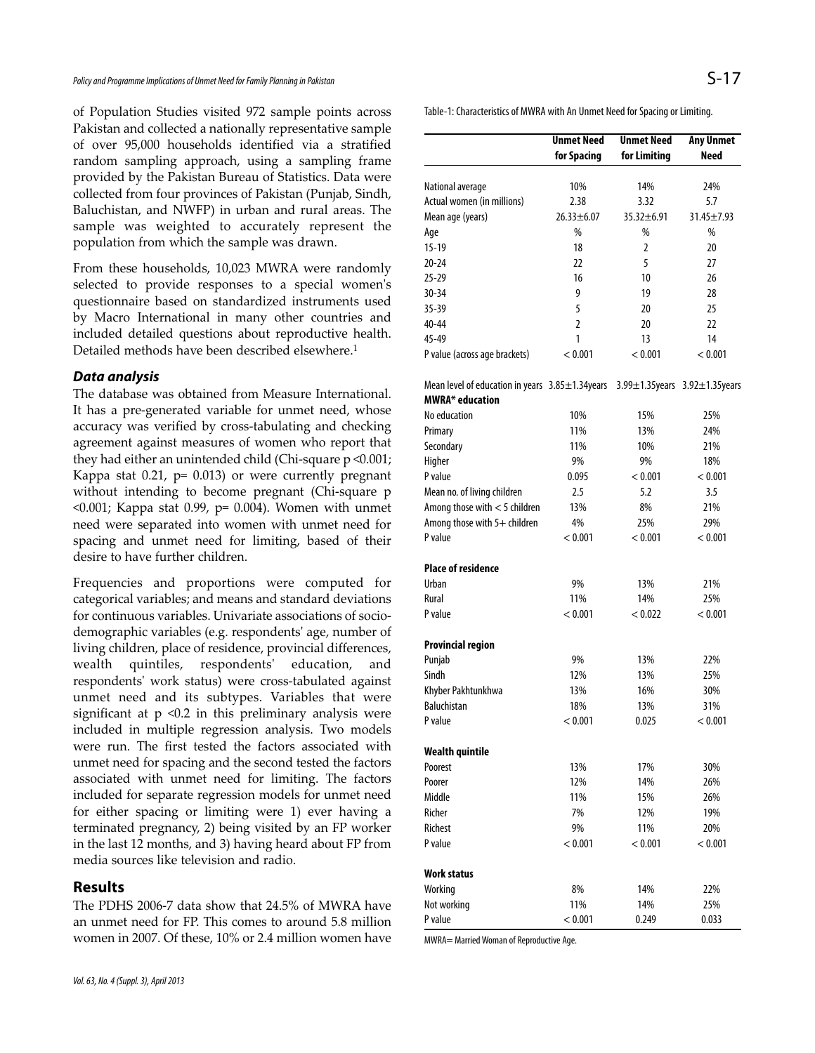of Population Studies visited 972 sample points across Pakistan and collected a nationally representative sample of over 95,000 households identified via a stratified random sampling approach, using a sampling frame provided by the Pakistan Bureau of Statistics. Data were collected from four provinces of Pakistan (Punjab, Sindh, Baluchistan, and NWFP) in urban and rural areas. The sample was weighted to accurately represent the population from which the sample was drawn.

From these households, 10,023 MWRA were randomly selected to provide responses to a special women's questionnaire based on standardized instruments used by Macro International in many other countries and included detailed questions about reproductive health. Detailed methods have been described elsewhere.[1]

### *Data analysis*

The database was obtained from Measure International. It has a pre-generated variable for unmet need, whose accuracy was verified by cross-tabulating and checking agreement against measures of women who report that they had either an unintended child (Chi-square $p < 0.001$; Kappa stat 0.21, $p = 0.013$) or were currently pregnant without intending to become pregnant (Chi-square $p < 0.001$; Kappa stat 0.99, $p = 0.004$). Women with unmet need were separated into women with unmet need for spacing and unmet need for limiting, based of their desire to have further children.

Frequencies and proportions were computed for categorical variables; and means and standard deviations for continuous variables. Univariate associations of socio-demographic variables (e.g. respondents' age, number of living children, place of residence, provincial differences, wealth quintiles, respondents' education, and respondents' work status) were cross-tabulated against unmet need and its subtypes. Variables that were significant at $p < 0.2$ in this preliminary analysis were included in multiple regression analysis. Two models were run. The first tested the factors associated with unmet need for spacing and the second tested the factors associated with unmet need for limiting. The factors included for separate regression models for unmet need for either spacing or limiting were 1) ever having a terminated pregnancy, 2) being visited by an FP worker in the last 12 months, and 3) having heard about FP from media sources like television and radio.

## Results

The PDHS 2006-7 data show that 24.5% of MWRA have an unmet need for FP. This comes to around 5.8 million women in 2007. Of these, 10% or 2.4 million women have

Table-1: Characteristics of MWRA with An Unmet Need for Spacing or Limiting.

| | **Unmet Need for Spacing** | **Unmet Need for Limiting** | **Any Unmet Need** |
|---|---|---|---|
| National average | 10% | 14% | 24% |
| Actual women (in millions) | 2.38 | 3.32 | 5.7 |
| Mean age (years) | 26.33±6.07 | 35.32±6.91 | 31.45±7.93 |
| Age | % | % | % |
| 15-19 | 18 | 2 | 20 |
| 20-24 | 22 | 5 | 27 |
| 25-29 | 16 | 10 | 26 |
| 30-34 | 9 | 19 | 28 |
| 35-39 | 5 | 20 | 25 |
| 40-44 | 2 | 20 | 22 |
| 45-49 | 1 | 13 | 14 |
| P value (across age brackets) | < 0.001 | < 0.001 | < 0.001 |
| Mean level of education in years | 3.85±1.34years | 3.99±1.35years | 3.92±1.35years |
| **MWRA* education** | | | |
| No education | 10% | 15% | 25% |
| Primary | 11% | 13% | 24% |
| Secondary | 11% | 10% | 21% |
| Higher | 9% | 9% | 18% |
| P value | 0.095 | < 0.001 | < 0.001 |
| Mean no. of living children | 2.5 | 5.2 | 3.5 |
| Among those with < 5 children | 13% | 8% | 21% |
| Among those with 5+ children | 4% | 25% | 29% |
| P value | < 0.001 | < 0.001 | < 0.001 |
| **Place of residence** | | | |
| Urban | 9% | 13% | 21% |
| Rural | 11% | 14% | 25% |
| P value | < 0.001 | < 0.022 | < 0.001 |
| **Provincial region** | | | |
| Punjab | 9% | 13% | 22% |
| Sindh | 12% | 13% | 25% |
| Khyber Pakhtunkhwa | 13% | 16% | 30% |
| Baluchistan | 18% | 13% | 31% |
| P value | < 0.001 | 0.025 | < 0.001 |
| **Wealth quintile** | | | |
| Poorest | 13% | 17% | 30% |
| Poorer | 12% | 14% | 26% |
| Middle | 11% | 15% | 26% |
| Richer | 7% | 12% | 19% |
| Richest | 9% | 11% | 20% |
| P value | < 0.001 | < 0.001 | < 0.001 |
| **Work status** | | | |
| Working | 8% | 14% | 22% |
| Not working | 11% | 14% | 25% |
| P value | < 0.001 | 0.249 | 0.033 |

MWRA= Married Woman of Reproductive Age.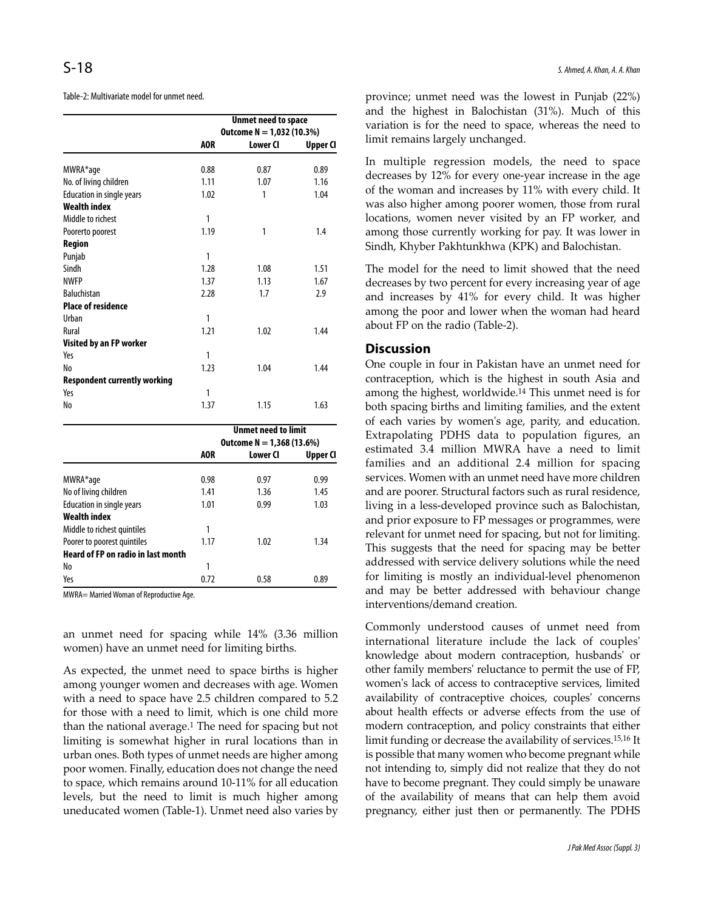Table-2: Multivariate model for unmet need.

| | Unmet need to space Outcome N = 1,032 (10.3%) | | |
|---|---|---|---|
| | AOR | Lower CI | Upper CI |
| MWRA*age | 0.88 | 0.87 | 0.89 |
| No. of living children | 1.11 | 1.07 | 1.16 |
| Education in single years | 1.02 | 1 | 1.04 |
| **Wealth index** | | | |
| Middle to richest | 1 | | |
| Poorerto poorest | 1.19 | 1 | 1.4 |
| **Region** | | | |
| Punjab | 1 | | |
| Sindh | 1.28 | 1.08 | 1.51 |
| NWFP | 1.37 | 1.13 | 1.67 |
| Baluchistan | 2.28 | 1.7 | 2.9 |
| **Place of residence** | | | |
| Urban | 1 | | |
| Rural | 1.21 | 1.02 | 1.44 |
| **Visited by an FP worker** | | | |
| Yes | 1 | | |
| No | 1.23 | 1.04 | 1.44 |
| **Respondent currently working** | | | |
| Yes | 1 | | |
| No | 1.37 | 1.15 | 1.63 |

| | Unmet need to limit Outcome N = 1,368 (13.6%) | | |
|---|---|---|---|
| | AOR | Lower CI | Upper CI |
| MWRA*age | 0.98 | 0.97 | 0.99 |
| No of living children | 1.41 | 1.36 | 1.45 |
| Education in single years | 1.01 | 0.99 | 1.03 |
| **Wealth index** | | | |
| Middle to richest quintiles | 1 | | |
| Poorer to poorest quintiles | 1.17 | 1.02 | 1.34 |
| **Heard of FP on radio in last month** | | | |
| No | 1 | | |
| Yes | 0.72 | 0.58 | 0.89 |

MWRA= Married Woman of Reproductive Age.

an unmet need for spacing while 14% (3.36 million women) have an unmet need for limiting births.

As expected, the unmet need to space births is higher among younger women and decreases with age. Women with a need to space have 2.5 children compared to 5.2 for those with a need to limit, which is one child more than the national average.[1] The need for spacing but not limiting is somewhat higher in rural locations than in urban ones. Both types of unmet needs are higher among poor women. Finally, education does not change the need to space, which remains around 10-11% for all education levels, but the need to limit is much higher among uneducated women (Table-1). Unmet need also varies by province; unmet need was the lowest in Punjab (22%) and the highest in Balochistan (31%). Much of this variation is for the need to space, whereas the need to limit remains largely unchanged.

In multiple regression models, the need to space decreases by 12% for every one-year increase in the age of the woman and increases by 11% with every child. It was also higher among poorer women, those from rural locations, women never visited by an FP worker, and among those currently working for pay. It was lower in Sindh, Khyber Pakhtunkhwa (KPK) and Balochistan.

The model for the need to limit showed that the need decreases by two percent for every increasing year of age and increases by 41% for every child. It was higher among the poor and lower when the woman had heard about FP on the radio (Table-2).

## Discussion

One couple in four in Pakistan have an unmet need for contraception, which is the highest in south Asia and among the highest, worldwide.[14] This unmet need is for both spacing births and limiting families, and the extent of each varies by women's age, parity, and education. Extrapolating PDHS data to population figures, an estimated 3.4 million MWRA have a need to limit families and an additional 2.4 million for spacing services. Women with an unmet need have more children and are poorer. Structural factors such as rural residence, living in a less-developed province such as Balochistan, and prior exposure to FP messages or programmes, were relevant for unmet need for spacing, but not for limiting. This suggests that the need for spacing may be better addressed with service delivery solutions while the need for limiting is mostly an individual-level phenomenon and may be better addressed with behaviour change interventions/demand creation.

Commonly understood causes of unmet need from international literature include the lack of couples' knowledge about modern contraception, husbands' or other family members' reluctance to permit the use of FP, women's lack of access to contraceptive services, limited availability of contraceptive choices, couples' concerns about health effects or adverse effects from the use of modern contraception, and policy constraints that either limit funding or decrease the availability of services.[15,16] It is possible that many women who become pregnant while not intending to, simply did not realize that they do not have to become pregnant. They could simply be unaware of the availability of means that can help them avoid pregnancy, either just then or permanently. The PDHS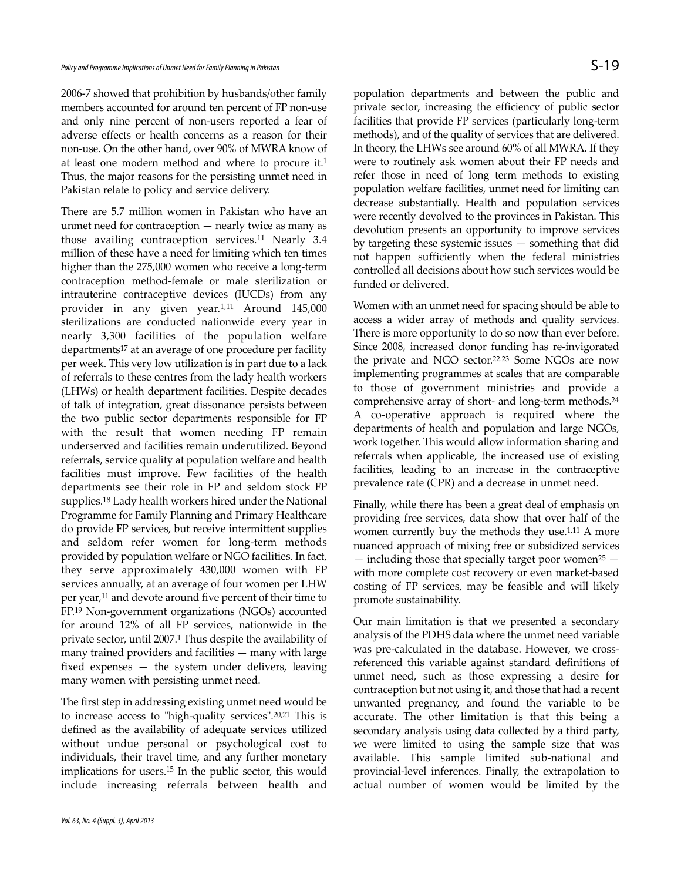2006-7 showed that prohibition by husbands/other family members accounted for around ten percent of FP non-use and only nine percent of non-users reported a fear of adverse effects or health concerns as a reason for their non-use. On the other hand, over 90% of MWRA know of at least one modern method and where to procure it.[1] Thus, the major reasons for the persisting unmet need in Pakistan relate to policy and service delivery.

There are 5.7 million women in Pakistan who have an unmet need for contraception — nearly twice as many as those availing contraception services.[11] Nearly 3.4 million of these have a need for limiting which ten times higher than the 275,000 women who receive a long-term contraception method-female or male sterilization or intrauterine contraceptive devices (IUCDs) from any provider in any given year.[1,11] Around 145,000 sterilizations are conducted nationwide every year in nearly 3,300 facilities of the population welfare departments[17] at an average of one procedure per facility per week. This very low utilization is in part due to a lack of referrals to these centres from the lady health workers (LHWs) or health department facilities. Despite decades of talk of integration, great dissonance persists between the two public sector departments responsible for FP with the result that women needing FP remain underserved and facilities remain underutilized. Beyond referrals, service quality at population welfare and health facilities must improve. Few facilities of the health departments see their role in FP and seldom stock FP supplies.[18] Lady health workers hired under the National Programme for Family Planning and Primary Healthcare do provide FP services, but receive intermittent supplies and seldom refer women for long-term methods provided by population welfare or NGO facilities. In fact, they serve approximately 430,000 women with FP services annually, at an average of four women per LHW per year,[11] and devote around five percent of their time to FP.[19] Non-government organizations (NGOs) accounted for around 12% of all FP services, nationwide in the private sector, until 2007.[1] Thus despite the availability of many trained providers and facilities — many with large fixed expenses — the system under delivers, leaving many women with persisting unmet need.

The first step in addressing existing unmet need would be to increase access to "high-quality services".[20,21] This is defined as the availability of adequate services utilized without undue personal or psychological cost to individuals, their travel time, and any further monetary implications for users.[15] In the public sector, this would include increasing referrals between health and population departments and between the public and private sector, increasing the efficiency of public sector facilities that provide FP services (particularly long-term methods), and of the quality of services that are delivered. In theory, the LHWs see around 60% of all MWRA. If they were to routinely ask women about their FP needs and refer those in need of long term methods to existing population welfare facilities, unmet need for limiting can decrease substantially. Health and population services were recently devolved to the provinces in Pakistan. This devolution presents an opportunity to improve services by targeting these systemic issues — something that did not happen sufficiently when the federal ministries controlled all decisions about how such services would be funded or delivered.

Women with an unmet need for spacing should be able to access a wider array of methods and quality services. There is more opportunity to do so now than ever before. Since 2008, increased donor funding has re-invigorated the private and NGO sector.[22,23] Some NGOs are now implementing programmes at scales that are comparable to those of government ministries and provide a comprehensive array of short- and long-term methods.[24] A co-operative approach is required where the departments of health and population and large NGOs, work together. This would allow information sharing and referrals when applicable, the increased use of existing facilities, leading to an increase in the contraceptive prevalence rate (CPR) and a decrease in unmet need.

Finally, while there has been a great deal of emphasis on providing free services, data show that over half of the women currently buy the methods they use.[1,11] A more nuanced approach of mixing free or subsidized services — including those that specially target poor women[25] — with more complete cost recovery or even market-based costing of FP services, may be feasible and will likely promote sustainability.

Our main limitation is that we presented a secondary analysis of the PDHS data where the unmet need variable was pre-calculated in the database. However, we cross-referenced this variable against standard definitions of unmet need, such as those expressing a desire for contraception but not using it, and those that had a recent unwanted pregnancy, and found the variable to be accurate. The other limitation is that this being a secondary analysis using data collected by a third party, we were limited to using the sample size that was available. This sample limited sub-national and provincial-level inferences. Finally, the extrapolation to actual number of women would be limited by the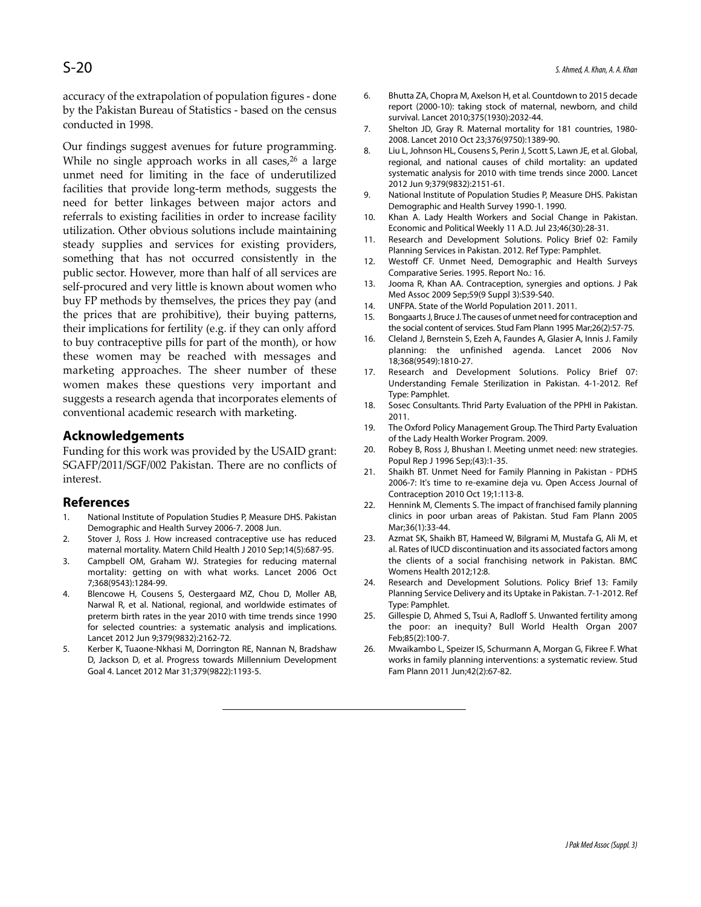accuracy of the extrapolation of population figures - done by the Pakistan Bureau of Statistics - based on the census conducted in 1998.

Our findings suggest avenues for future programming. While no single approach works in all cases,[26] a large unmet need for limiting in the face of underutilized facilities that provide long-term methods, suggests the need for better linkages between major actors and referrals to existing facilities in order to increase facility utilization. Other obvious solutions include maintaining steady supplies and services for existing providers, something that has not occurred consistently in the public sector. However, more than half of all services are self-procured and very little is known about women who buy FP methods by themselves, the prices they pay (and the prices that are prohibitive), their buying patterns, their implications for fertility (e.g. if they can only afford to buy contraceptive pills for part of the month), or how these women may be reached with messages and marketing approaches. The sheer number of these women makes these questions very important and suggests a research agenda that incorporates elements of conventional academic research with marketing.

## Acknowledgements

Funding for this work was provided by the USAID grant: SGAFP/2011/SGF/002 Pakistan. There are no conflicts of interest.

## References

1. National Institute of Population Studies P, Measure DHS. Pakistan Demographic and Health Survey 2006-7. 2008 Jun.
2. Stover J, Ross J. How increased contraceptive use has reduced maternal mortality. Matern Child Health J 2010 Sep;14(5):687-95.
3. Campbell OM, Graham WJ. Strategies for reducing maternal mortality: getting on with what works. Lancet 2006 Oct 7;368(9543):1284-99.
4. Blencowe H, Cousens S, Oestergaard MZ, Chou D, Moller AB, Narwal R, et al. National, regional, and worldwide estimates of preterm birth rates in the year 2010 with time trends since 1990 for selected countries: a systematic analysis and implications. Lancet 2012 Jun 9;379(9832):2162-72.
5. Kerber K, Tuaone-Nkhasi M, Dorrington RE, Nannan N, Bradshaw D, Jackson D, et al. Progress towards Millennium Development Goal 4. Lancet 2012 Mar 31;379(9822):1193-5.
6. Bhutta ZA, Chopra M, Axelson H, et al. Countdown to 2015 decade report (2000-10): taking stock of maternal, newborn, and child survival. Lancet 2010;375(1930):2032-44.
7. Shelton JD, Gray R. Maternal mortality for 181 countries, 1980-2008. Lancet 2010 Oct 23;376(9750):1389-90.
8. Liu L, Johnson HL, Cousens S, Perin J, Scott S, Lawn JE, et al. Global, regional, and national causes of child mortality: an updated systematic analysis for 2010 with time trends since 2000. Lancet 2012 Jun 9;379(9832):2151-61.
9. National Institute of Population Studies P, Measure DHS. Pakistan Demographic and Health Survey 1990-1. 1990.
10. Khan A. Lady Health Workers and Social Change in Pakistan. Economic and Political Weekly 11 A.D. Jul 23;46(30):28-31.
11. Research and Development Solutions. Policy Brief 02: Family Planning Services in Pakistan. 2012. Ref Type: Pamphlet.
12. Westoff CF. Unmet Need, Demographic and Health Surveys Comparative Series. 1995. Report No.: 16.
13. Jooma R, Khan AA. Contraception, synergies and options. J Pak Med Assoc 2009 Sep;59(9 Suppl 3):S39-S40.
14. UNFPA. State of the World Population 2011. 2011.
15. Bongaarts J, Bruce J. The causes of unmet need for contraception and the social content of services. Stud Fam Plann 1995 Mar;26(2):57-75.
16. Cleland J, Bernstein S, Ezeh A, Faundes A, Glasier A, Innis J. Family planning: the unfinished agenda. Lancet 2006 Nov 18;368(9549):1810-27.
17. Research and Development Solutions. Policy Brief 07: Understanding Female Sterilization in Pakistan. 4-1-2012. Ref Type: Pamphlet.
18. Sosec Consultants. Thrid Party Evaluation of the PPHI in Pakistan. 2011.
19. The Oxford Policy Management Group. The Third Party Evaluation of the Lady Health Worker Program. 2009.
20. Robey B, Ross J, Bhushan I. Meeting unmet need: new strategies. Popul Rep J 1996 Sep;(43):1-35.
21. Shaikh BT. Unmet Need for Family Planning in Pakistan - PDHS 2006-7: It's time to re-examine deja vu. Open Access Journal of Contraception 2010 Oct 19;1:113-8.
22. Hennink M, Clements S. The impact of franchised family planning clinics in poor urban areas of Pakistan. Stud Fam Plann 2005 Mar;36(1):33-44.
23. Azmat SK, Shaikh BT, Hameed W, Bilgrami M, Mustafa G, Ali M, et al. Rates of IUCD discontinuation and its associated factors among the clients of a social franchising network in Pakistan. BMC Womens Health 2012;12:8.
24. Research and Development Solutions. Policy Brief 13: Family Planning Service Delivery and its Uptake in Pakistan. 7-1-2012. Ref Type: Pamphlet.
25. Gillespie D, Ahmed S, Tsui A, Radloff S. Unwanted fertility among the poor: an inequity? Bull World Health Organ 2007 Feb;85(2):100-7.
26. Mwaikambo L, Speizer IS, Schurmann A, Morgan G, Fikree F. What works in family planning interventions: a systematic review. Stud Fam Plann 2011 Jun;42(2):67-82.